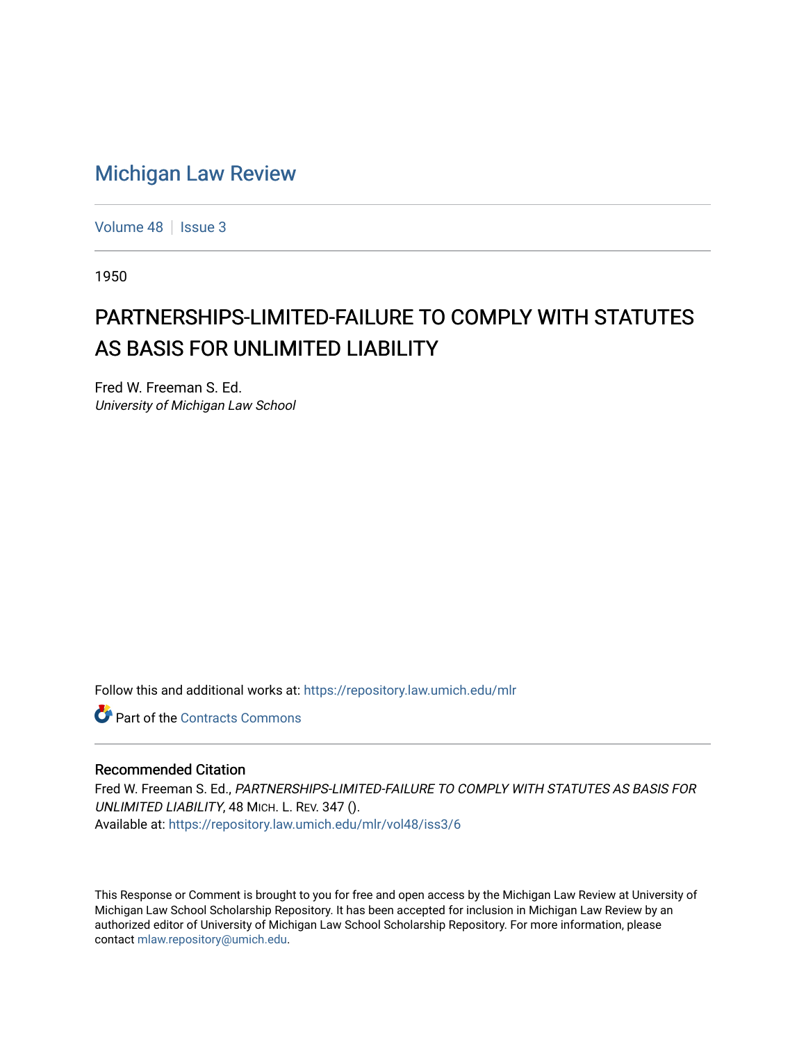# Michigan Law Review

Volume 48 | Issue 3

1950

## PARTNERSHIPS-LIMITED-FAILURE TO COMPLY WITH STATUTES AS BASIS FOR UNLIMITED LIABILITY

Fred W. Freeman S. Ed.
*University of Michigan Law School*

Follow this and additional works at: https://repository.law.umich.edu/mlr

Part of the Contracts Commons

### Recommended Citation

Fred W. Freeman S. Ed., *PARTNERSHIPS-LIMITED-FAILURE TO COMPLY WITH STATUTES AS BASIS FOR UNLIMITED LIABILITY*, 48 MICH. L. REV. 347 ().
Available at: https://repository.law.umich.edu/mlr/vol48/iss3/6

This Response or Comment is brought to you for free and open access by the Michigan Law Review at University of Michigan Law School Scholarship Repository. It has been accepted for inclusion in Michigan Law Review by an authorized editor of University of Michigan Law School Scholarship Repository. For more information, please contact mlaw.repository@umich.edu.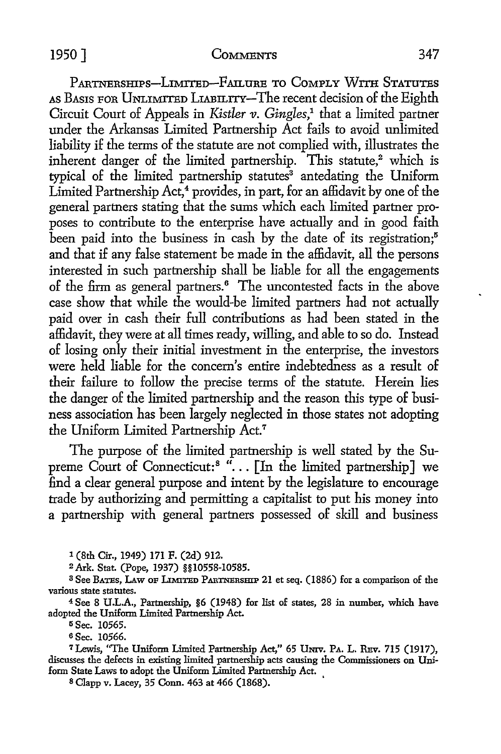PARTNERSHIPS—LIMITED—FAILURE TO COMPLY WITH STATUTES AS BASIS FOR UNLIMITED LIABILITY—The recent decision of the Eighth Circuit Court of Appeals in *Kistler v. Gingles*,[1] that a limited partner under the Arkansas Limited Partnership Act fails to avoid unlimited liability if the terms of the statute are not complied with, illustrates the inherent danger of the limited partnership. This statute,[2] which is typical of the limited partnership statutes[3] antedating the Uniform Limited Partnership Act,[4] provides, in part, for an affidavit by one of the general partners stating that the sums which each limited partner proposes to contribute to the enterprise have actually and in good faith been paid into the business in cash by the date of its registration;[5] and that if any false statement be made in the affidavit, all the persons interested in such partnership shall be liable for all the engagements of the firm as general partners.[6] The uncontested facts in the above case show that while the would-be limited partners had not actually paid over in cash their full contributions as had been stated in the affidavit, they were at all times ready, willing, and able to so do. Instead of losing only their initial investment in the enterprise, the investors were held liable for the concern's entire indebtedness as a result of their failure to follow the precise terms of the statute. Herein lies the danger of the limited partnership and the reason this type of business association has been largely neglected in those states not adopting the Uniform Limited Partnership Act.[7]

The purpose of the limited partnership is well stated by the Supreme Court of Connecticut:[8] "... [In the limited partnership] we find a clear general purpose and intent by the legislature to encourage trade by authorizing and permitting a capitalist to put his money into a partnership with general partners possessed of skill and business

---

1 (8th Cir., 1949) 171 F. (2d) 912.

2 Ark. Stat. (Pope, 1937) §§10558-10585.

3 See BATES, LAW OF LIMITED PARTNERSHIP 21 et seq. (1886) for a comparison of the various state statutes.

4 See 8 U.L.A., Partnership, §6 (1948) for list of states, 28 in number, which have adopted the Uniform Limited Partnership Act.

5 Sec. 10565.

6 Sec. 10566.

7 Lewis, "The Uniform Limited Partnership Act," 65 UNIV. PA. L. REV. 715 (1917), discusses the defects in existing limited partnership acts causing the Commissioners on Uniform State Laws to adopt the Uniform Limited Partnership Act.

8 Clapp v. Lacey, 35 Conn. 463 at 466 (1868).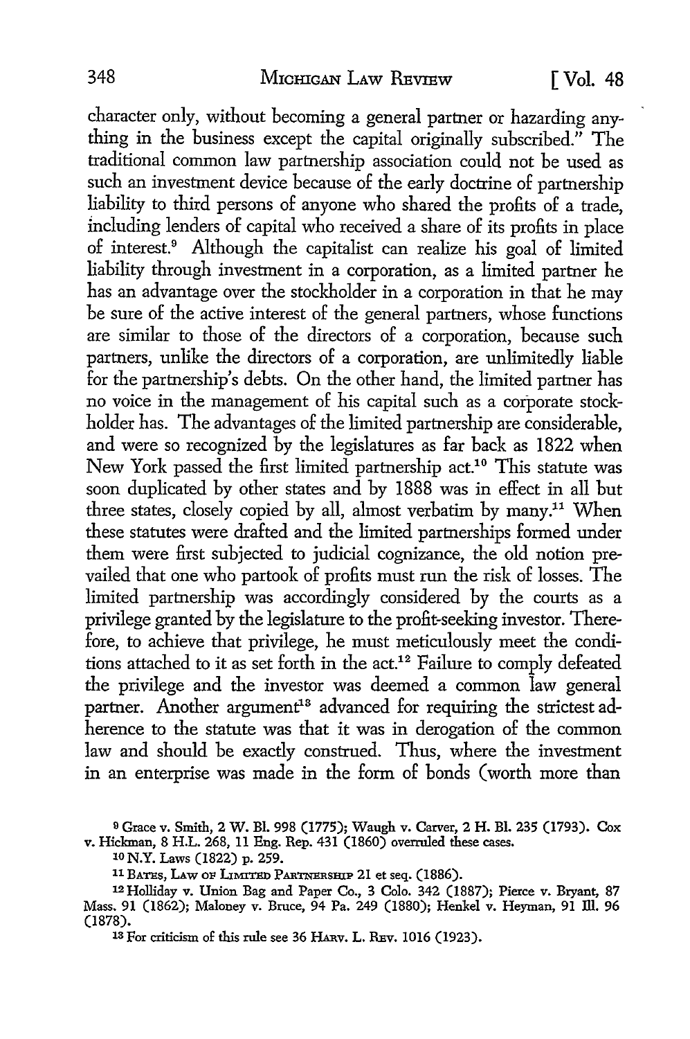character only, without becoming a general partner or hazarding anything in the business except the capital originally subscribed." The traditional common law partnership association could not be used as such an investment device because of the early doctrine of partnership liability to third persons of anyone who shared the profits of a trade, including lenders of capital who received a share of its profits in place of interest.[9] Although the capitalist can realize his goal of limited liability through investment in a corporation, as a limited partner he has an advantage over the stockholder in a corporation in that he may be sure of the active interest of the general partners, whose functions are similar to those of the directors of a corporation, because such partners, unlike the directors of a corporation, are unlimitedly liable for the partnership's debts. On the other hand, the limited partner has no voice in the management of his capital such as a corporate stockholder has. The advantages of the limited partnership are considerable, and were so recognized by the legislatures as far back as 1822 when New York passed the first limited partnership act.[10] This statute was soon duplicated by other states and by 1888 was in effect in all but three states, closely copied by all, almost verbatim by many.[11] When these statutes were drafted and the limited partnerships formed under them were first subjected to judicial cognizance, the old notion prevailed that one who partook of profits must run the risk of losses. The limited partnership was accordingly considered by the courts as a privilege granted by the legislature to the profit-seeking investor. Therefore, to achieve that privilege, he must meticulously meet the conditions attached to it as set forth in the act.[12] Failure to comply defeated the privilege and the investor was deemed a common law general partner. Another argument[13] advanced for requiring the strictest adherence to the statute was that it was in derogation of the common law and should be exactly construed. Thus, where the investment in an enterprise was made in the form of bonds (worth more than

---

[9] Grace v. Smith, 2 W. Bl. 998 (1775); Waugh v. Carver, 2 H. Bl. 235 (1793). Cox v. Hickman, 8 H.L. 268, 11 Eng. Rep. 431 (1860) overruled these cases.

[10] N.Y. Laws (1822) p. 259.

[11] BATES, LAW OF LIMITED PARTNERSHIP 21 et seq. (1886).

[12] Holliday v. Union Bag and Paper Co., 3 Colo. 342 (1887); Pierce v. Bryant, 87 Mass. 91 (1862); Maloney v. Bruce, 94 Pa. 249 (1880); Henkel v. Heyman, 91 Ill. 96 (1878).

[13] For criticism of this rule see 36 HARV. L. REV. 1016 (1923).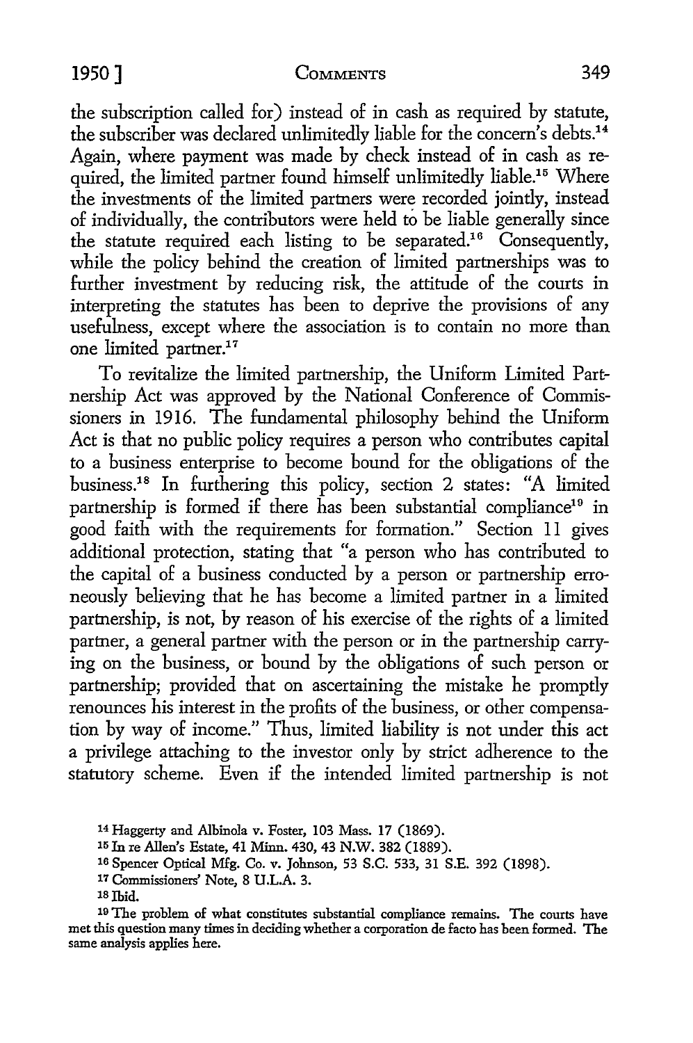the subscription called for) instead of in cash as required by statute, the subscriber was declared unlimitedly liable for the concern's debts.[14] Again, where payment was made by check instead of in cash as required, the limited partner found himself unlimitedly liable.[15] Where the investments of the limited partners were recorded jointly, instead of individually, the contributors were held to be liable generally since the statute required each listing to be separated.[16] Consequently, while the policy behind the creation of limited partnerships was to further investment by reducing risk, the attitude of the courts in interpreting the statutes has been to deprive the provisions of any usefulness, except where the association is to contain no more than one limited partner.[17]

To revitalize the limited partnership, the Uniform Limited Partnership Act was approved by the National Conference of Commissioners in 1916. The fundamental philosophy behind the Uniform Act is that no public policy requires a person who contributes capital to a business enterprise to become bound for the obligations of the business.[18] In furthering this policy, section 2 states: "A limited partnership is formed if there has been substantial compliance[19] in good faith with the requirements for formation." Section 11 gives additional protection, stating that "a person who has contributed to the capital of a business conducted by a person or partnership erroneously believing that he has become a limited partner in a limited partnership, is not, by reason of his exercise of the rights of a limited partner, a general partner with the person or in the partnership carrying on the business, or bound by the obligations of such person or partnership; provided that on ascertaining the mistake he promptly renounces his interest in the profits of the business, or other compensation by way of income." Thus, limited liability is not under this act a privilege attaching to the investor only by strict adherence to the statutory scheme. Even if the intended limited partnership is not

---

[14] Haggerty and Albinola v. Foster, 103 Mass. 17 (1869).

[15] In re Allen's Estate, 41 Minn. 430, 43 N.W. 382 (1889).

[16] Spencer Optical Mfg. Co. v. Johnson, 53 S.C. 533, 31 S.E. 392 (1898).

[17] Commissioners' Note, 8 U.L.A. 3.

[18] Ibid.

[19] The problem of what constitutes substantial compliance remains. The courts have met this question many times in deciding whether a corporation de facto has been formed. The same analysis applies here.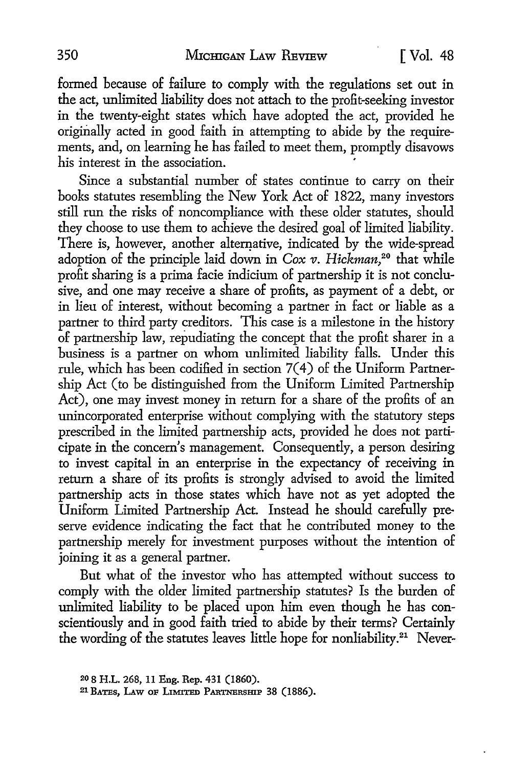formed because of failure to comply with the regulations set out in the act, unlimited liability does not attach to the profit-seeking investor in the twenty-eight states which have adopted the act, provided he originally acted in good faith in attempting to abide by the requirements, and, on learning he has failed to meet them, promptly disavows his interest in the association.

Since a substantial number of states continue to carry on their books statutes resembling the New York Act of 1822, many investors still run the risks of noncompliance with these older statutes, should they choose to use them to achieve the desired goal of limited liability. There is, however, another alternative, indicated by the wide-spread adoption of the principle laid down in *Cox v. Hickman*,[20] that while profit sharing is a prima facie indicium of partnership it is not conclusive, and one may receive a share of profits, as payment of a debt, or in lieu of interest, without becoming a partner in fact or liable as a partner to third party creditors. This case is a milestone in the history of partnership law, repudiating the concept that the profit sharer in a business is a partner on whom unlimited liability falls. Under this rule, which has been codified in section 7(4) of the Uniform Partnership Act (to be distinguished from the Uniform Limited Partnership Act), one may invest money in return for a share of the profits of an unincorporated enterprise without complying with the statutory steps prescribed in the limited partnership acts, provided he does not participate in the concern's management. Consequently, a person desiring to invest capital in an enterprise in the expectancy of receiving in return a share of its profits is strongly advised to avoid the limited partnership acts in those states which have not as yet adopted the Uniform Limited Partnership Act. Instead he should carefully preserve evidence indicating the fact that he contributed money to the partnership merely for investment purposes without the intention of joining it as a general partner.

But what of the investor who has attempted without success to comply with the older limited partnership statutes? Is the burden of unlimited liability to be placed upon him even though he has conscientiously and in good faith tried to abide by their terms? Certainly the wording of the statutes leaves little hope for nonliability.[21] Never-

[20] 8 H.L. 268, 11 Eng. Rep. 431 (1860).

[21] BATES, LAW OF LIMITED PARTNERSHIP 38 (1886).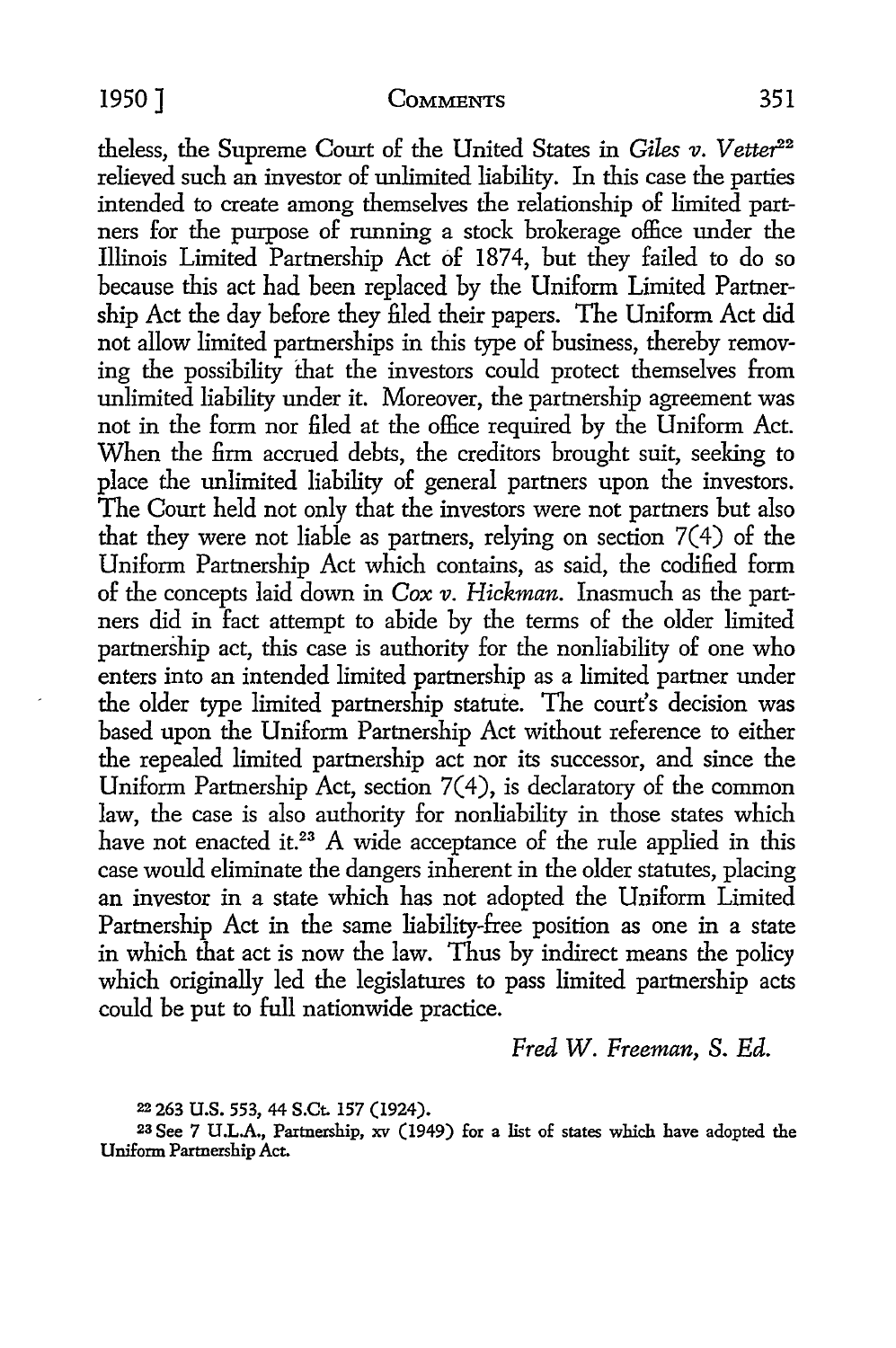theless, the Supreme Court of the United States in *Giles v. Vetter*[22] relieved such an investor of unlimited liability. In this case the parties intended to create among themselves the relationship of limited partners for the purpose of running a stock brokerage office under the Illinois Limited Partnership Act of 1874, but they failed to do so because this act had been replaced by the Uniform Limited Partnership Act the day before they filed their papers. The Uniform Act did not allow limited partnerships in this type of business, thereby removing the possibility that the investors could protect themselves from unlimited liability under it. Moreover, the partnership agreement was not in the form nor filed at the office required by the Uniform Act. When the firm accrued debts, the creditors brought suit, seeking to place the unlimited liability of general partners upon the investors. The Court held not only that the investors were not partners but also that they were not liable as partners, relying on section 7(4) of the Uniform Partnership Act which contains, as said, the codified form of the concepts laid down in *Cox v. Hickman*. Inasmuch as the partners did in fact attempt to abide by the terms of the older limited partnership act, this case is authority for the nonliability of one who enters into an intended limited partnership as a limited partner under the older type limited partnership statute. The court's decision was based upon the Uniform Partnership Act without reference to either the repealed limited partnership act nor its successor, and since the Uniform Partnership Act, section 7(4), is declaratory of the common law, the case is also authority for nonliability in those states which have not enacted it.[23] A wide acceptance of the rule applied in this case would eliminate the dangers inherent in the older statutes, placing an investor in a state which has not adopted the Uniform Limited Partnership Act in the same liability-free position as one in a state in which that act is now the law. Thus by indirect means the policy which originally led the legislatures to pass limited partnership acts could be put to full nationwide practice.

*Fred W. Freeman, S. Ed.*

---

[22] 263 U.S. 553, 44 S.Ct. 157 (1924).

[23] See 7 U.L.A., Partnership, xv (1949) for a list of states which have adopted the Uniform Partnership Act.